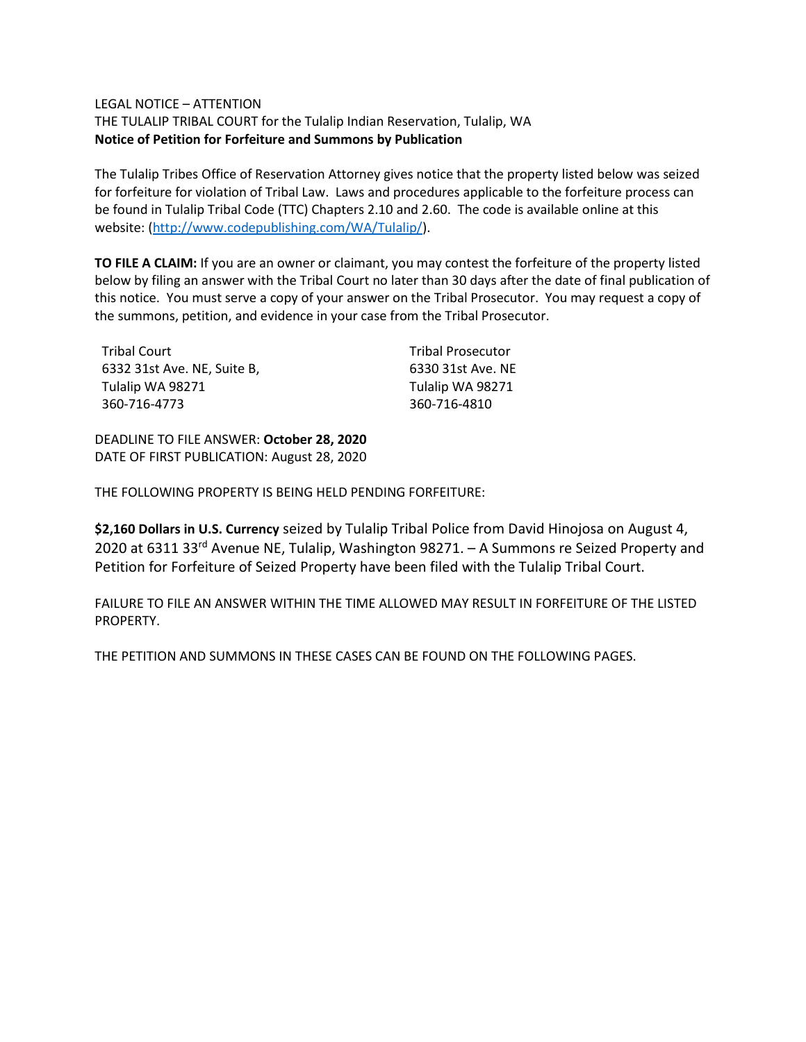LEGAL NOTICE – ATTENTION
THE TULALIP TRIBAL COURT for the Tulalip Indian Reservation, Tulalip, WA
**Notice of Petition for Forfeiture and Summons by Publication**

The Tulalip Tribes Office of Reservation Attorney gives notice that the property listed below was seized for forfeiture for violation of Tribal Law. Laws and procedures applicable to the forfeiture process can be found in Tulalip Tribal Code (TTC) Chapters 2.10 and 2.60. The code is available online at this website: (http://www.codepublishing.com/WA/Tulalip/).

**TO FILE A CLAIM:** If you are an owner or claimant, you may contest the forfeiture of the property listed below by filing an answer with the Tribal Court no later than 30 days after the date of final publication of this notice. You must serve a copy of your answer on the Tribal Prosecutor. You may request a copy of the summons, petition, and evidence in your case from the Tribal Prosecutor.

Tribal Court
6332 31st Ave. NE, Suite B,
Tulalip WA 98271
360-716-4773

Tribal Prosecutor
6330 31st Ave. NE
Tulalip WA 98271
360-716-4810

DEADLINE TO FILE ANSWER: **October 28, 2020**
DATE OF FIRST PUBLICATION: August 28, 2020

THE FOLLOWING PROPERTY IS BEING HELD PENDING FORFEITURE:

**$2,160 Dollars in U.S. Currency** seized by Tulalip Tribal Police from David Hinojosa on August 4, 2020 at 6311 33rd Avenue NE, Tulalip, Washington 98271. – A Summons re Seized Property and Petition for Forfeiture of Seized Property have been filed with the Tulalip Tribal Court.

FAILURE TO FILE AN ANSWER WITHIN THE TIME ALLOWED MAY RESULT IN FORFEITURE OF THE LISTED PROPERTY.

THE PETITION AND SUMMONS IN THESE CASES CAN BE FOUND ON THE FOLLOWING PAGES.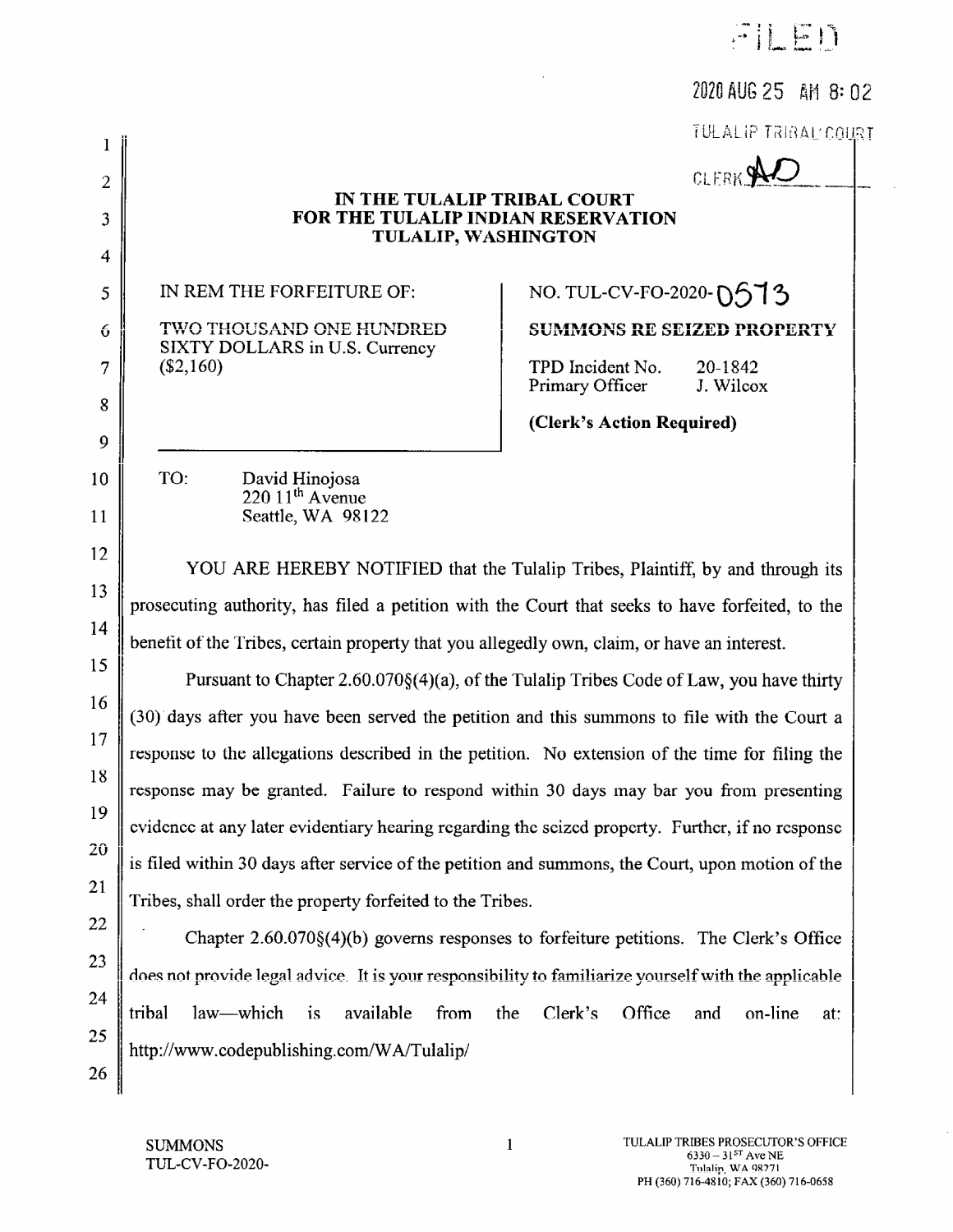FILED

2020 AUG 25 AM 8:02

TULALIP TRIBAL COURT

CLERK AD

**IN THE TULALIP TRIBAL COURT**
**FOR THE TULALIP INDIAN RESERVATION**
**TULALIP, WASHINGTON**

| IN REM THE FORFEITURE OF: TWO THOUSAND ONE HUNDRED SIXTY DOLLARS in U.S. Currency ($2,160) | NO. TUL-CV-FO-2020-0573 **SUMMONS RE SEIZED PROPERTY** TPD Incident No. 20-1842 Primary Officer J. Wilcox **(Clerk's Action Required)** |
|---|---|

TO: David Hinojosa
220 11[th] Avenue
Seattle, WA 98122

YOU ARE HEREBY NOTIFIED that the Tulalip Tribes, Plaintiff, by and through its prosecuting authority, has filed a petition with the Court that seeks to have forfeited, to the benefit of the Tribes, certain property that you allegedly own, claim, or have an interest.

Pursuant to Chapter 2.60.070§(4)(a), of the Tulalip Tribes Code of Law, you have thirty (30) days after you have been served the petition and this summons to file with the Court a response to the allegations described in the petition. No extension of the time for filing the response may be granted. Failure to respond within 30 days may bar you from presenting evidence at any later evidentiary hearing regarding the seized property. Further, if no response is filed within 30 days after service of the petition and summons, the Court, upon motion of the Tribes, shall order the property forfeited to the Tribes.

Chapter 2.60.070§(4)(b) governs responses to forfeiture petitions. The Clerk's Office does not provide legal advice. It is your responsibility to familiarize yourself with the applicable tribal law—which is available from the Clerk's Office and on-line at: http://www.codepublishing.com/WA/Tulalip/

SUMMONS
TUL-CV-FO-2020-

TULALIP TRIBES PROSECUTOR'S OFFICE
6330 – 31[ST] Ave NE
Tulalip, WA 98271
PH (360) 716-4810; FAX (360) 716-0658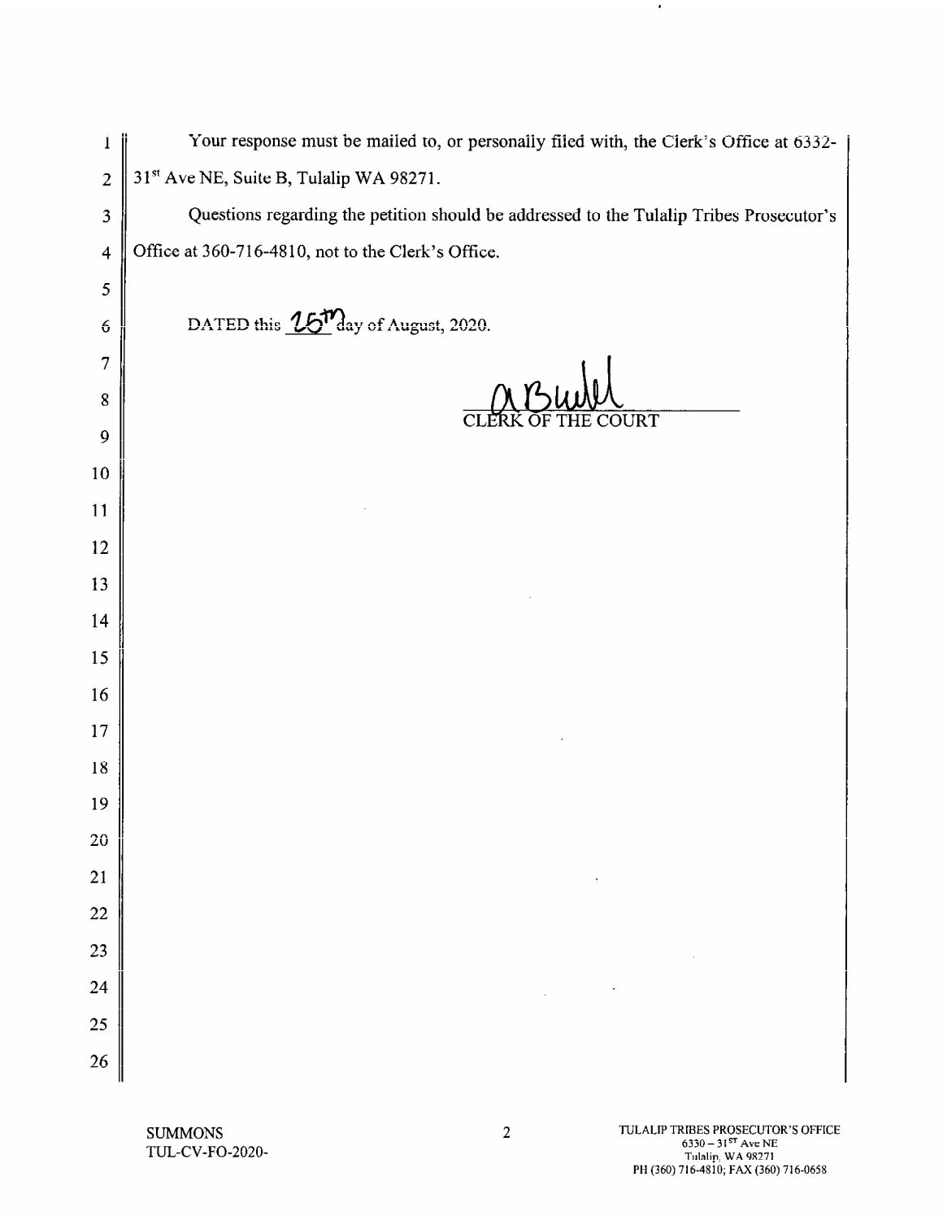Your response must be mailed to, or personally filed with, the Clerk's Office at 6332-31st Ave NE, Suite B, Tulalip WA 98271.

Questions regarding the petition should be addressed to the Tulalip Tribes Prosecutor's Office at 360-716-4810, not to the Clerk's Office.

DATED this 25th day of August, 2020.

CLERK OF THE COURT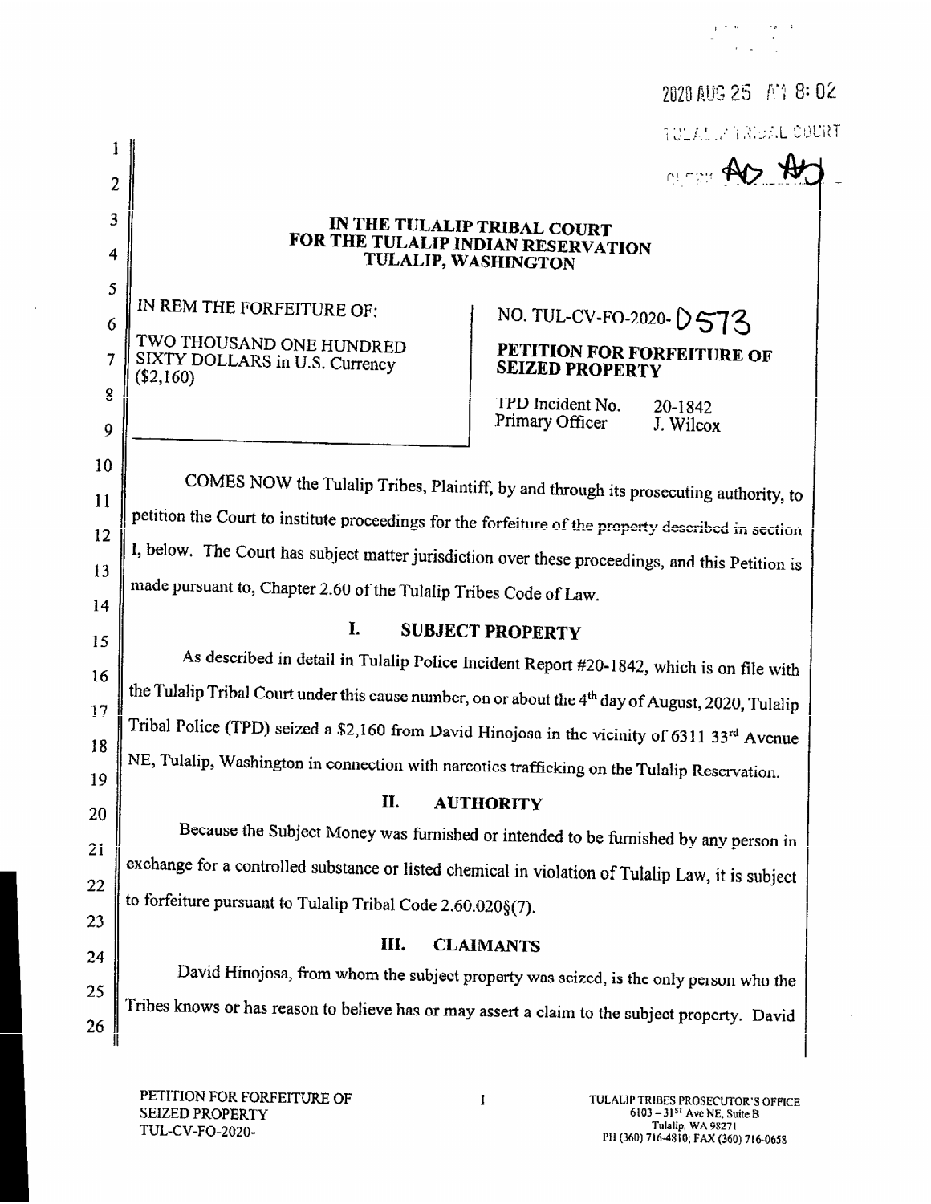2020 AUG 25 AM 8:02

TULALIP TRIBAL COURT

CLERK

### IN THE TULALIP TRIBAL COURT
### FOR THE TULALIP INDIAN RESERVATION
### TULALIP, WASHINGTON

| | |
|---|---|
| IN REM THE FORFEITURE OF:<br><br>TWO THOUSAND ONE HUNDRED SIXTY DOLLARS in U.S. Currency ($2,160) | NO. TUL-CV-FO-2020-0573<br><br>**PETITION FOR FORFEITURE OF SEIZED PROPERTY**<br><br>TPD Incident No. 20-1842<br>Primary Officer J. Wilcox |

COMES NOW the Tulalip Tribes, Plaintiff, by and through its prosecuting authority, to petition the Court to institute proceedings for the forfeiture of the property described in section I, below. The Court has subject matter jurisdiction over these proceedings, and this Petition is made pursuant to, Chapter 2.60 of the Tulalip Tribes Code of Law.

## I. SUBJECT PROPERTY

As described in detail in Tulalip Police Incident Report #20-1842, which is on file with the Tulalip Tribal Court under this cause number, on or about the 4th day of August, 2020, Tulalip Tribal Police (TPD) seized a $2,160 from David Hinojosa in the vicinity of 6311 33rd Avenue NE, Tulalip, Washington in connection with narcotics trafficking on the Tulalip Reservation.

## II. AUTHORITY

Because the Subject Money was furnished or intended to be furnished by any person in exchange for a controlled substance or listed chemical in violation of Tulalip Law, it is subject to forfeiture pursuant to Tulalip Tribal Code 2.60.020§(7).

## III. CLAIMANTS

David Hinojosa, from whom the subject property was seized, is the only person who the Tribes knows or has reason to believe has or may assert a claim to the subject property. David

PETITION FOR FORFEITURE OF SEIZED PROPERTY
TUL-CV-FO-2020-

TULALIP TRIBES PROSECUTOR'S OFFICE
6103 – 31st Ave NE, Suite B
Tulalip, WA 98271
PH (360) 716-4810; FAX (360) 716-0658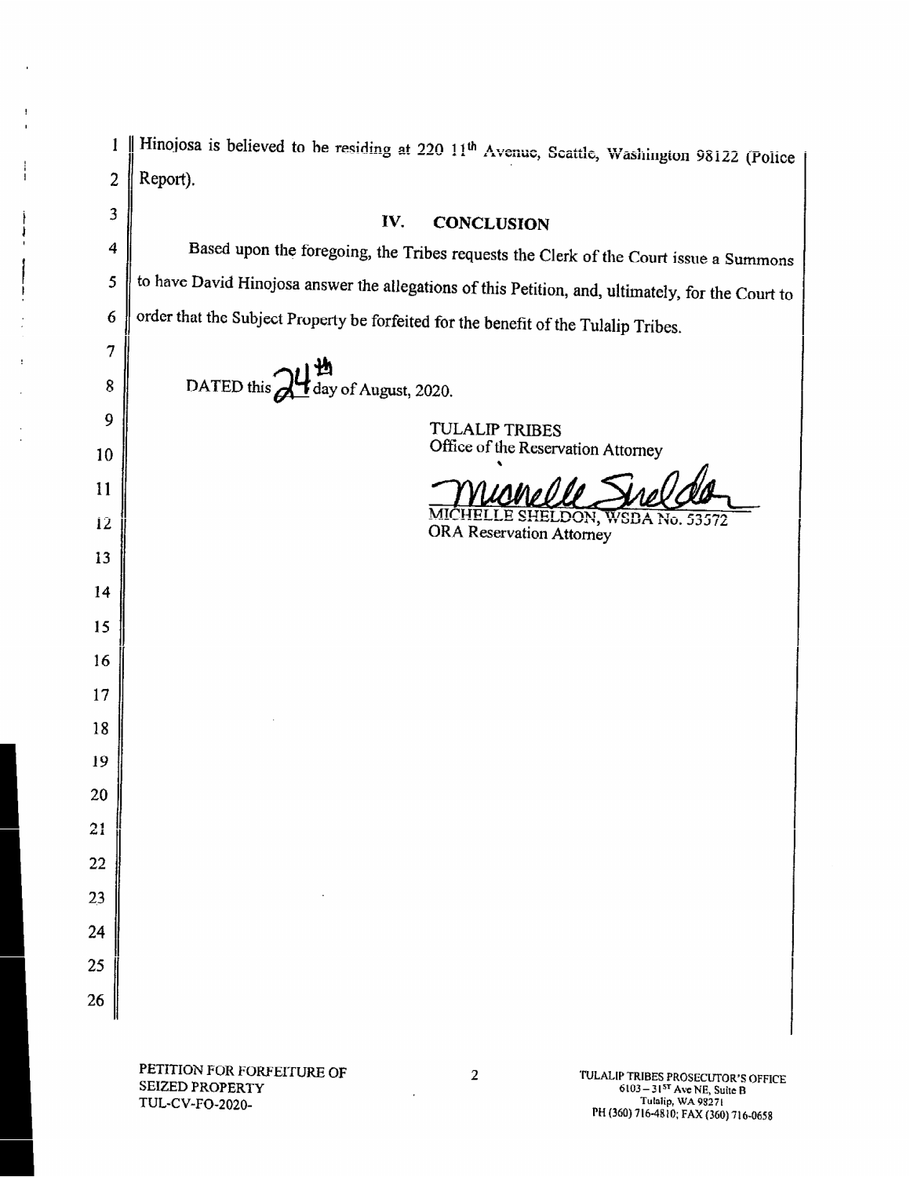Hinojosa is believed to be residing at 220 11th Avenue, Seattle, Washington 98122 (Police Report).

## IV. CONCLUSION

Based upon the foregoing, the Tribes requests the Clerk of the Court issue a Summons to have David Hinojosa answer the allegations of this Petition, and, ultimately, for the Court to order that the Subject Property be forfeited for the benefit of the Tulalip Tribes.

DATED this 24th day of August, 2020.

TULALIP TRIBES
Office of the Reservation Attorney

MICHELLE SHELDON, WSBA No. 53572
ORA Reservation Attorney

PETITION FOR FORFEITURE OF SEIZED PROPERTY
TUL-CV-FO-2020-

TULALIP TRIBES PROSECUTOR'S OFFICE
6103 – 31ST Ave NE, Suite B
Tulalip, WA 98271
PH (360) 716-4810; FAX (360) 716-0658